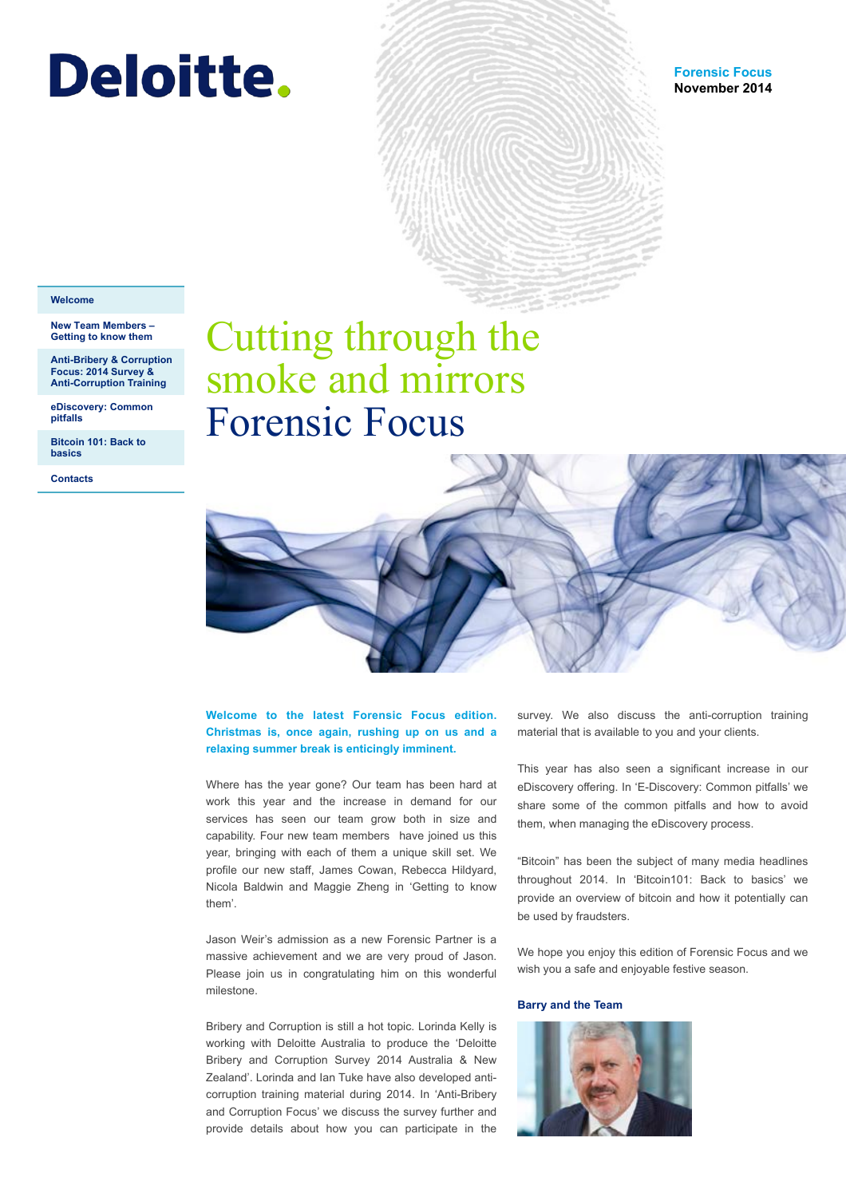Deloitte.

**Forensic Focus**
**November 2014**

- **Welcome**
- **New Team Members – Getting to know them**
- **Anti-Bribery & Corruption Focus: 2014 Survey & Anti-Corruption Training**
- **eDiscovery: Common pitfalls**
- **Bitcoin 101: Back to basics**
- **Contacts**

# Cutting through the smoke and mirrors Forensic Focus

**Welcome to the latest Forensic Focus edition. Christmas is, once again, rushing up on us and a relaxing summer break is enticingly imminent.**

Where has the year gone? Our team has been hard at work this year and the increase in demand for our services has seen our team grow both in size and capability. Four new team members have joined us this year, bringing with each of them a unique skill set. We profile our new staff, James Cowan, Rebecca Hildyard, Nicola Baldwin and Maggie Zheng in 'Getting to know them'.

Jason Weir's admission as a new Forensic Partner is a massive achievement and we are very proud of Jason. Please join us in congratulating him on this wonderful milestone.

Bribery and Corruption is still a hot topic. Lorinda Kelly is working with Deloitte Australia to produce the 'Deloitte Bribery and Corruption Survey 2014 Australia & New Zealand'. Lorinda and Ian Tuke have also developed anti-corruption training material during 2014. In 'Anti-Bribery and Corruption Focus' we discuss the survey further and provide details about how you can participate in the survey. We also discuss the anti-corruption training material that is available to you and your clients.

This year has also seen a significant increase in our eDiscovery offering. In 'E-Discovery: Common pitfalls' we share some of the common pitfalls and how to avoid them, when managing the eDiscovery process.

"Bitcoin" has been the subject of many media headlines throughout 2014. In 'Bitcoin101: Back to basics' we provide an overview of bitcoin and how it potentially can be used by fraudsters.

We hope you enjoy this edition of Forensic Focus and we wish you a safe and enjoyable festive season.

**Barry and the Team**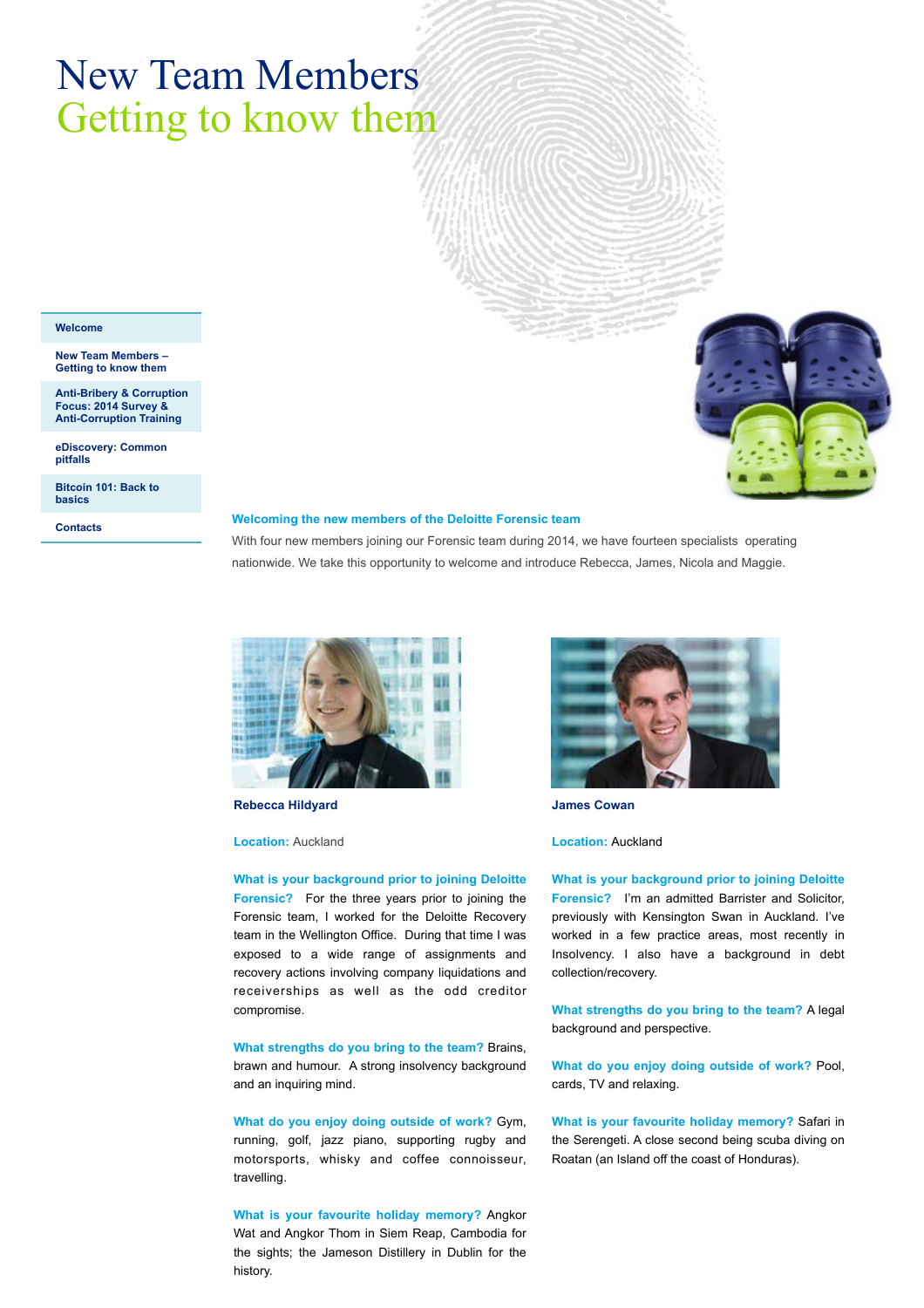# New Team Members
## Getting to know them

- Welcome
- New Team Members – Getting to know them
- Anti-Bribery & Corruption Focus: 2014 Survey & Anti-Corruption Training
- eDiscovery: Common pitfalls
- Bitcoin 101: Back to basics
- Contacts

### Welcoming the new members of the Deloitte Forensic team

With four new members joining our Forensic team during 2014, we have fourteen specialists operating nationwide. We take this opportunity to welcome and introduce Rebecca, James, Nicola and Maggie.

**Rebecca Hildyard**

**Location:** Auckland

**What is your background prior to joining Deloitte Forensic?** For the three years prior to joining the Forensic team, I worked for the Deloitte Recovery team in the Wellington Office. During that time I was exposed to a wide range of assignments and recovery actions involving company liquidations and receiverships as well as the odd creditor compromise.

**What strengths do you bring to the team?** Brains, brawn and humour. A strong insolvency background and an inquiring mind.

**What do you enjoy doing outside of work?** Gym, running, golf, jazz piano, supporting rugby and motorsports, whisky and coffee connoisseur, travelling.

**What is your favourite holiday memory?** Angkor Wat and Angkor Thom in Siem Reap, Cambodia for the sights; the Jameson Distillery in Dublin for the history.

**James Cowan**

**Location:** Auckland

**What is your background prior to joining Deloitte Forensic?** I'm an admitted Barrister and Solicitor, previously with Kensington Swan in Auckland. I've worked in a few practice areas, most recently in Insolvency. I also have a background in debt collection/recovery.

**What strengths do you bring to the team?** A legal background and perspective.

**What do you enjoy doing outside of work?** Pool, cards, TV and relaxing.

**What is your favourite holiday memory?** Safari in the Serengeti. A close second being scuba diving on Roatan (an Island off the coast of Honduras).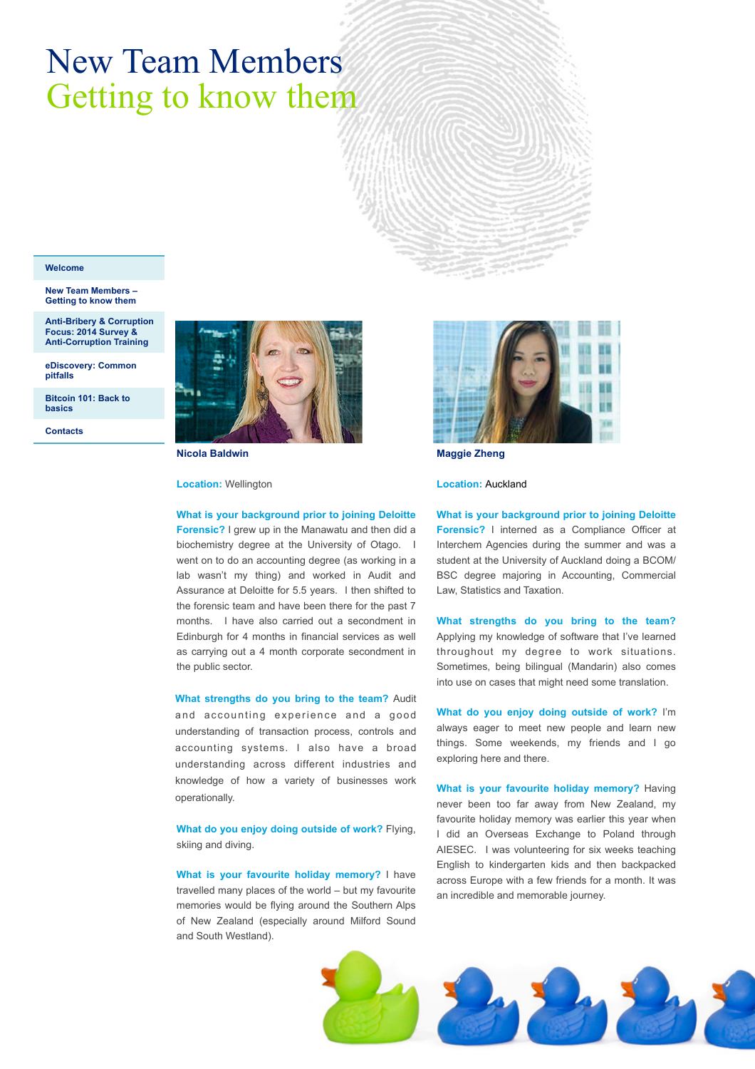# New Team Members
## Getting to know them

- Welcome
- New Team Members – Getting to know them
- Anti-Bribery & Corruption Focus: 2014 Survey & Anti-Corruption Training
- eDiscovery: Common pitfalls
- Bitcoin 101: Back to basics
- Contacts

### Nicola Baldwin

**Location:** Wellington

**What is your background prior to joining Deloitte Forensic?** I grew up in the Manawatu and then did a biochemistry degree at the University of Otago. I went on to do an accounting degree (as working in a lab wasn't my thing) and worked in Audit and Assurance at Deloitte for 5.5 years. I then shifted to the forensic team and have been there for the past 7 months. I have also carried out a secondment in Edinburgh for 4 months in financial services as well as carrying out a 4 month corporate secondment in the public sector.

**What strengths do you bring to the team?** Audit and accounting experience and a good understanding of transaction process, controls and accounting systems. I also have a broad understanding across different industries and knowledge of how a variety of businesses work operationally.

**What do you enjoy doing outside of work?** Flying, skiing and diving.

**What is your favourite holiday memory?** I have travelled many places of the world – but my favourite memories would be flying around the Southern Alps of New Zealand (especially around Milford Sound and South Westland).

### Maggie Zheng

**Location:** Auckland

**What is your background prior to joining Deloitte Forensic?** I interned as a Compliance Officer at Interchem Agencies during the summer and was a student at the University of Auckland doing a BCOM/ BSC degree majoring in Accounting, Commercial Law, Statistics and Taxation.

**What strengths do you bring to the team?** Applying my knowledge of software that I've learned throughout my degree to work situations. Sometimes, being bilingual (Mandarin) also comes into use on cases that might need some translation.

**What do you enjoy doing outside of work?** I'm always eager to meet new people and learn new things. Some weekends, my friends and I go exploring here and there.

**What is your favourite holiday memory?** Having never been too far away from New Zealand, my favourite holiday memory was earlier this year when I did an Overseas Exchange to Poland through AIESEC. I was volunteering for six weeks teaching English to kindergarten kids and then backpacked across Europe with a few friends for a month. It was an incredible and memorable journey.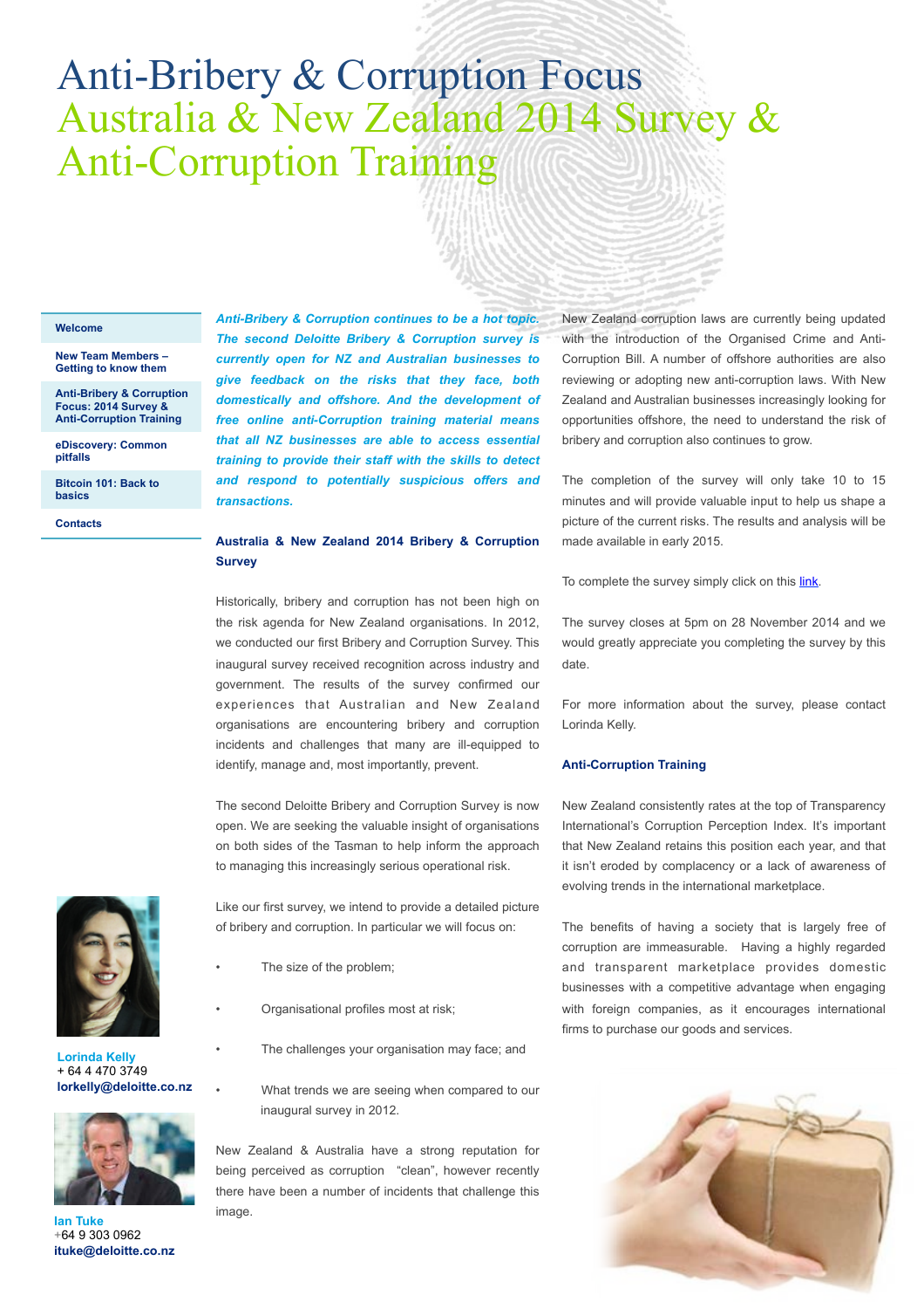# Anti-Bribery & Corruption Focus

## Australia & New Zealand 2014 Survey & Anti-Corruption Training

**Welcome**

**New Team Members – Getting to know them**

**Anti-Bribery & Corruption Focus: 2014 Survey & Anti-Corruption Training**

**eDiscovery: Common pitfalls**

**Bitcoin 101: Back to basics**

**Contacts**

***Anti-Bribery & Corruption continues to be a hot topic. The second Deloitte Bribery & Corruption survey is currently open for NZ and Australian businesses to give feedback on the risks that they face, both domestically and offshore. And the development of free online anti-Corruption training material means that all NZ businesses are able to access essential training to provide their staff with the skills to detect and respond to potentially suspicious offers and transactions.***

### Australia & New Zealand 2014 Bribery & Corruption Survey

Historically, bribery and corruption has not been high on the risk agenda for New Zealand organisations. In 2012, we conducted our first Bribery and Corruption Survey. This inaugural survey received recognition across industry and government. The results of the survey confirmed our experiences that Australian and New Zealand organisations are encountering bribery and corruption incidents and challenges that many are ill-equipped to identify, manage and, most importantly, prevent.

The second Deloitte Bribery and Corruption Survey is now open. We are seeking the valuable insight of organisations on both sides of the Tasman to help inform the approach to managing this increasingly serious operational risk.

Like our first survey, we intend to provide a detailed picture of bribery and corruption. In particular we will focus on:

- The size of the problem;
- Organisational profiles most at risk;
- The challenges your organisation may face; and
- What trends we are seeing when compared to our inaugural survey in 2012.

New Zealand & Australia have a strong reputation for being perceived as corruption "clean", however recently there have been a number of incidents that challenge this image.

New Zealand corruption laws are currently being updated with the introduction of the Organised Crime and Anti-Corruption Bill. A number of offshore authorities are also reviewing or adopting new anti-corruption laws. With New Zealand and Australian businesses increasingly looking for opportunities offshore, the need to understand the risk of bribery and corruption also continues to grow.

The completion of the survey will only take 10 to 15 minutes and will provide valuable input to help us shape a picture of the current risks. The results and analysis will be made available in early 2015.

To complete the survey simply click on this link.

The survey closes at 5pm on 28 November 2014 and we would greatly appreciate you completing the survey by this date.

For more information about the survey, please contact Lorinda Kelly.

### Anti-Corruption Training

New Zealand consistently rates at the top of Transparency International's Corruption Perception Index. It's important that New Zealand retains this position each year, and that it isn't eroded by complacency or a lack of awareness of evolving trends in the international marketplace.

The benefits of having a society that is largely free of corruption are immeasurable. Having a highly regarded and transparent marketplace provides domestic businesses with a competitive advantage when engaging with foreign companies, as it encourages international firms to purchase our goods and services.

**Lorinda Kelly**
+ 64 4 470 3749
**lorkelly@deloitte.co.nz**

**Ian Tuke**
+64 9 303 0962
**ituke@deloitte.co.nz**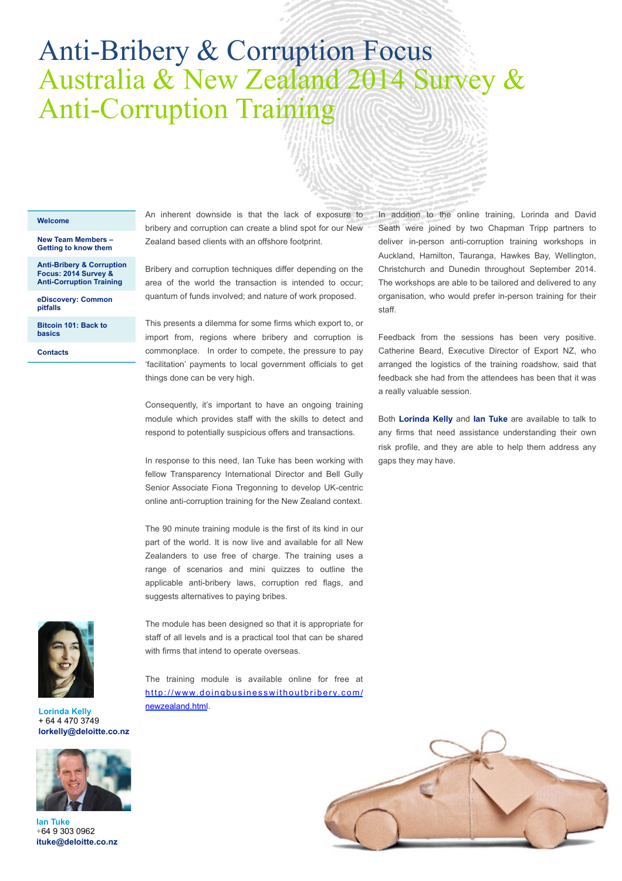# Anti-Bribery & Corruption Focus
## Australia & New Zealand 2014 Survey & Anti-Corruption Training

- Welcome
- New Team Members – Getting to know them
- Anti-Bribery & Corruption Focus: 2014 Survey & Anti-Corruption Training
- eDiscovery: Common pitfalls
- Bitcoin 101: Back to basics
- Contacts

An inherent downside is that the lack of exposure to bribery and corruption can create a blind spot for our New Zealand based clients with an offshore footprint.

Bribery and corruption techniques differ depending on the area of the world the transaction is intended to occur; quantum of funds involved; and nature of work proposed.

This presents a dilemma for some firms which export to, or import from, regions where bribery and corruption is commonplace. In order to compete, the pressure to pay 'facilitation' payments to local government officials to get things done can be very high.

Consequently, it's important to have an ongoing training module which provides staff with the skills to detect and respond to potentially suspicious offers and transactions.

In response to this need, Ian Tuke has been working with fellow Transparency International Director and Bell Gully Senior Associate Fiona Tregonning to develop UK-centric online anti-corruption training for the New Zealand context.

The 90 minute training module is the first of its kind in our part of the world. It is now live and available for all New Zealanders to use free of charge. The training uses a range of scenarios and mini quizzes to outline the applicable anti-bribery laws, corruption red flags, and suggests alternatives to paying bribes.

The module has been designed so that it is appropriate for staff of all levels and is a practical tool that can be shared with firms that intend to operate overseas.

The training module is available online for free at [http://www.doingbusinesswithoutbribery.com/newzealand.html](http://www.doingbusinesswithoutbribery.com/newzealand.html).

In addition to the online training, Lorinda and David Seath were joined by two Chapman Tripp partners to deliver in-person anti-corruption training workshops in Auckland, Hamilton, Tauranga, Hawkes Bay, Wellington, Christchurch and Dunedin throughout September 2014. The workshops are able to be tailored and delivered to any organisation, who would prefer in-person training for their staff.

Feedback from the sessions has been very positive. Catherine Beard, Executive Director of Export NZ, who arranged the logistics of the training roadshow, said that feedback she had from the attendees has been that it was a really valuable session.

Both **Lorinda Kelly** and **Ian Tuke** are available to talk to any firms that need assistance understanding their own risk profile, and they are able to help them address any gaps they may have.

**Lorinda Kelly**
+ 64 4 470 3749
**lorkelly@deloitte.co.nz**

**Ian Tuke**
+64 9 303 0962
**ituke@deloitte.co.nz**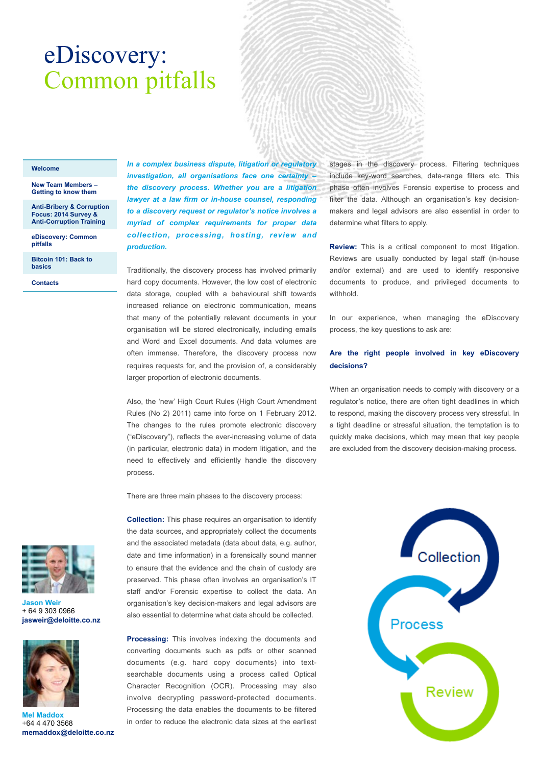# eDiscovery: Common pitfalls

- Welcome
- New Team Members – Getting to know them
- Anti-Bribery & Corruption Focus: 2014 Survey & Anti-Corruption Training
- eDiscovery: Common pitfalls
- Bitcoin 101: Back to basics
- Contacts

***In a complex business dispute, litigation or regulatory investigation, all organisations face one certainty – the discovery process. Whether you are a litigation lawyer at a law firm or in-house counsel, responding to a discovery request or regulator's notice involves a myriad of complex requirements for proper data collection, processing, hosting, review and production.***

Traditionally, the discovery process has involved primarily hard copy documents. However, the low cost of electronic data storage, coupled with a behavioural shift towards increased reliance on electronic communication, means that many of the potentially relevant documents in your organisation will be stored electronically, including emails and Word and Excel documents. And data volumes are often immense. Therefore, the discovery process now requires requests for, and the provision of, a considerably larger proportion of electronic documents.

Also, the 'new' High Court Rules (High Court Amendment Rules (No 2) 2011) came into force on 1 February 2012. The changes to the rules promote electronic discovery ("eDiscovery"), reflects the ever-increasing volume of data (in particular, electronic data) in modern litigation, and the need to effectively and efficiently handle the discovery process.

There are three main phases to the discovery process:

**Collection:** This phase requires an organisation to identify the data sources, and appropriately collect the documents and the associated metadata (data about data, e.g. author, date and time information) in a forensically sound manner to ensure that the evidence and the chain of custody are preserved. This phase often involves an organisation's IT staff and/or Forensic expertise to collect the data. An organisation's key decision-makers and legal advisors are also essential to determine what data should be collected.

**Processing:** This involves indexing the documents and converting documents such as pdfs or other scanned documents (e.g. hard copy documents) into text-searchable documents using a process called Optical Character Recognition (OCR). Processing may also involve decrypting password-protected documents. Processing the data enables the documents to be filtered in order to reduce the electronic data sizes at the earliest stages in the discovery process. Filtering techniques include key-word searches, date-range filters etc. This phase often involves Forensic expertise to process and filter the data. Although an organisation's key decision-makers and legal advisors are also essential in order to determine what filters to apply.

**Review:** This is a critical component to most litigation. Reviews are usually conducted by legal staff (in-house and/or external) and are used to identify responsive documents to produce, and privileged documents to withhold.

In our experience, when managing the eDiscovery process, the key questions to ask are:

### Are the right people involved in key eDiscovery decisions?

When an organisation needs to comply with discovery or a regulator's notice, there are often tight deadlines in which to respond, making the discovery process very stressful. In a tight deadline or stressful situation, the temptation is to quickly make decisions, which may mean that key people are excluded from the discovery decision-making process.

Collection → Process → Review

**Jason Weir**
+ 64 9 303 0966
jasweir@deloitte.co.nz

**Mel Maddox**
+64 4 470 3568
memaddox@deloitte.co.nz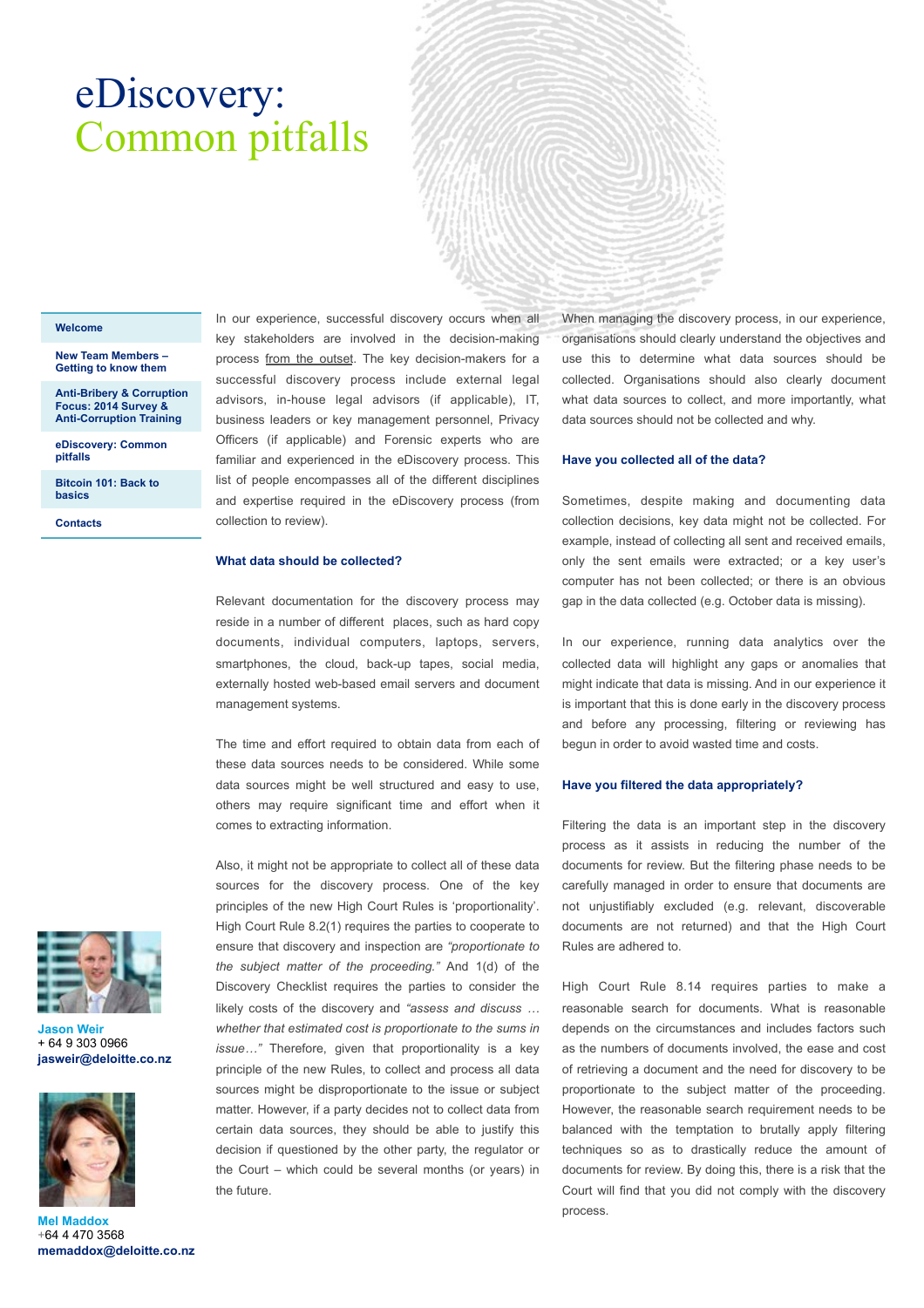# eDiscovery: Common pitfalls

- Welcome
- New Team Members – Getting to know them
- Anti-Bribery & Corruption Focus: 2014 Survey & Anti-Corruption Training
- eDiscovery: Common pitfalls
- Bitcoin 101: Back to basics
- Contacts

In our experience, successful discovery occurs when all key stakeholders are involved in the decision-making process from the outset. The key decision-makers for a successful discovery process include external legal advisors, in-house legal advisors (if applicable), IT, business leaders or key management personnel, Privacy Officers (if applicable) and Forensic experts who are familiar and experienced in the eDiscovery process. This list of people encompasses all of the different disciplines and expertise required in the eDiscovery process (from collection to review).

### What data should be collected?

Relevant documentation for the discovery process may reside in a number of different places, such as hard copy documents, individual computers, laptops, servers, smartphones, the cloud, back-up tapes, social media, externally hosted web-based email servers and document management systems.

The time and effort required to obtain data from each of these data sources needs to be considered. While some data sources might be well structured and easy to use, others may require significant time and effort when it comes to extracting information.

Also, it might not be appropriate to collect all of these data sources for the discovery process. One of the key principles of the new High Court Rules is 'proportionality'. High Court Rule 8.2(1) requires the parties to cooperate to ensure that discovery and inspection are *"proportionate to the subject matter of the proceeding."* And 1(d) of the Discovery Checklist requires the parties to consider the likely costs of the discovery and *"assess and discuss … whether that estimated cost is proportionate to the sums in issue…"* Therefore, given that proportionality is a key principle of the new Rules, to collect and process all data sources might be disproportionate to the issue or subject matter. However, if a party decides not to collect data from certain data sources, they should be able to justify this decision if questioned by the other party, the regulator or the Court – which could be several months (or years) in the future.

When managing the discovery process, in our experience, organisations should clearly understand the objectives and use this to determine what data sources should be collected. Organisations should also clearly document what data sources to collect, and more importantly, what data sources should not be collected and why.

### Have you collected all of the data?

Sometimes, despite making and documenting data collection decisions, key data might not be collected. For example, instead of collecting all sent and received emails, only the sent emails were extracted; or a key user's computer has not been collected; or there is an obvious gap in the data collected (e.g. October data is missing).

In our experience, running data analytics over the collected data will highlight any gaps or anomalies that might indicate that data is missing. And in our experience it is important that this is done early in the discovery process and before any processing, filtering or reviewing has begun in order to avoid wasted time and costs.

### Have you filtered the data appropriately?

Filtering the data is an important step in the discovery process as it assists in reducing the number of the documents for review. But the filtering phase needs to be carefully managed in order to ensure that documents are not unjustifiably excluded (e.g. relevant, discoverable documents are not returned) and that the High Court Rules are adhered to.

High Court Rule 8.14 requires parties to make a reasonable search for documents. What is reasonable depends on the circumstances and includes factors such as the numbers of documents involved, the ease and cost of retrieving a document and the need for discovery to be proportionate to the subject matter of the proceeding. However, the reasonable search requirement needs to be balanced with the temptation to brutally apply filtering techniques so as to drastically reduce the amount of documents for review. By doing this, there is a risk that the Court will find that you did not comply with the discovery process.

**Jason Weir**
+ 64 9 303 0966
**jasweir@deloitte.co.nz**

**Mel Maddox**
+64 4 470 3568
**memaddox@deloitte.co.nz**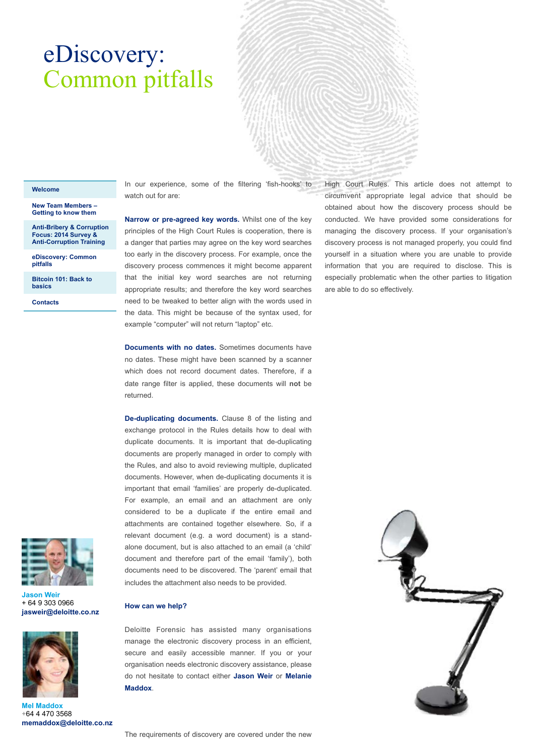# eDiscovery: Common pitfalls

- Welcome
- New Team Members – Getting to know them
- Anti-Bribery & Corruption Focus: 2014 Survey & Anti-Corruption Training
- eDiscovery: Common pitfalls
- Bitcoin 101: Back to basics
- Contacts

In our experience, some of the filtering 'fish-hooks' to watch out for are:

**Narrow or pre-agreed key words.** Whilst one of the key principles of the High Court Rules is cooperation, there is a danger that parties may agree on the key word searches too early in the discovery process. For example, once the discovery process commences it might become apparent that the initial key word searches are not returning appropriate results; and therefore the key word searches need to be tweaked to better align with the words used in the data. This might be because of the syntax used, for example "computer" will not return "laptop" etc.

**Documents with no dates.** Sometimes documents have no dates. These might have been scanned by a scanner which does not record document dates. Therefore, if a date range filter is applied, these documents will **not** be returned.

**De-duplicating documents.** Clause 8 of the listing and exchange protocol in the Rules details how to deal with duplicate documents. It is important that de-duplicating documents are properly managed in order to comply with the Rules, and also to avoid reviewing multiple, duplicated documents. However, when de-duplicating documents it is important that email 'families' are properly de-duplicated. For example, an email and an attachment are only considered to be a duplicate if the entire email and attachments are contained together elsewhere. So, if a relevant document (e.g. a word document) is a stand-alone document, but is also attached to an email (a 'child' document and therefore part of the email 'family'), both documents need to be discovered. The 'parent' email that includes the attachment also needs to be provided.

**How can we help?**

Deloitte Forensic has assisted many organisations manage the electronic discovery process in an efficient, secure and easily accessible manner. If you or your organisation needs electronic discovery assistance, please do not hesitate to contact either **Jason Weir** or **Melanie Maddox**.

The requirements of discovery are covered under the new High Court Rules. This article does not attempt to circumvent appropriate legal advice that should be obtained about how the discovery process should be conducted. We have provided some considerations for managing the discovery process. If your organisation's discovery process is not managed properly, you could find yourself in a situation where you are unable to provide information that you are required to disclose. This is especially problematic when the other parties to litigation are able to do so effectively.

**Jason Weir**
+ 64 9 303 0966
**jasweir@deloitte.co.nz**

**Mel Maddox**
+64 4 470 3568
**memaddox@deloitte.co.nz**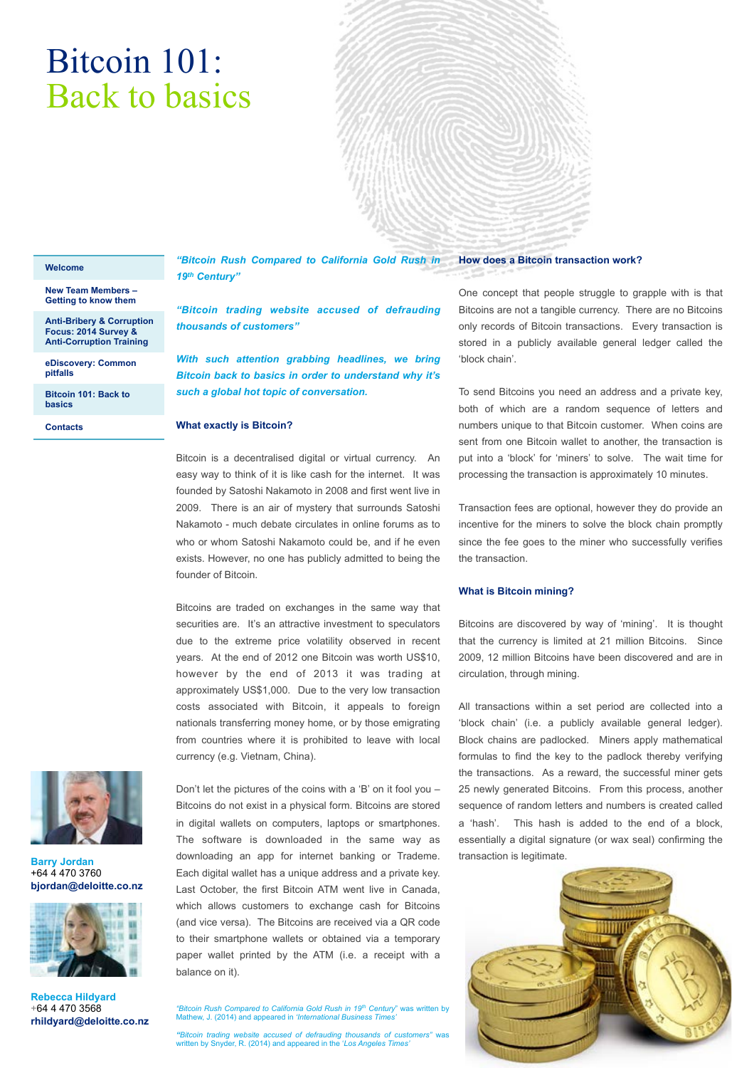# Bitcoin 101: Back to basics

- **Welcome**
- **New Team Members – Getting to know them**
- **Anti-Bribery & Corruption Focus: 2014 Survey & Anti-Corruption Training**
- **eDiscovery: Common pitfalls**
- **Bitcoin 101: Back to basics**
- **Contacts**

***"Bitcoin Rush Compared to California Gold Rush in 19th Century"***

***"Bitcoin trading website accused of defrauding thousands of customers"***

***With such attention grabbing headlines, we bring Bitcoin back to basics in order to understand why it's such a global hot topic of conversation.***

### What exactly is Bitcoin?

Bitcoin is a decentralised digital or virtual currency. An easy way to think of it is like cash for the internet. It was founded by Satoshi Nakamoto in 2008 and first went live in 2009. There is an air of mystery that surrounds Satoshi Nakamoto - much debate circulates in online forums as to who or whom Satoshi Nakamoto could be, and if he even exists. However, no one has publicly admitted to being the founder of Bitcoin.

Bitcoins are traded on exchanges in the same way that securities are. It's an attractive investment to speculators due to the extreme price volatility observed in recent years. At the end of 2012 one Bitcoin was worth US$10, however by the end of 2013 it was trading at approximately US$1,000. Due to the very low transaction costs associated with Bitcoin, it appeals to foreign nationals transferring money home, or by those emigrating from countries where it is prohibited to leave with local currency (e.g. Vietnam, China).

Don't let the pictures of the coins with a 'B' on it fool you – Bitcoins do not exist in a physical form. Bitcoins are stored in digital wallets on computers, laptops or smartphones. The software is downloaded in the same way as downloading an app for internet banking or Trademe. Each digital wallet has a unique address and a private key. Last October, the first Bitcoin ATM went live in Canada, which allows customers to exchange cash for Bitcoins (and vice versa). The Bitcoins are received via a QR code to their smartphone wallets or obtained via a temporary paper wallet printed by the ATM (i.e. a receipt with a balance on it).

*"Bitcoin Rush Compared to California Gold Rush in 19th Century"* was written by Mathew, J. (2014) and appeared in *'International Business Times'*

*"Bitcoin trading website accused of defrauding thousands of customers"* was written by Snyder, R. (2014) and appeared in the *'Los Angeles Times'*

### How does a Bitcoin transaction work?

One concept that people struggle to grapple with is that Bitcoins are not a tangible currency. There are no Bitcoins only records of Bitcoin transactions. Every transaction is stored in a publicly available general ledger called the 'block chain'.

To send Bitcoins you need an address and a private key, both of which are a random sequence of letters and numbers unique to that Bitcoin customer. When coins are sent from one Bitcoin wallet to another, the transaction is put into a 'block' for 'miners' to solve. The wait time for processing the transaction is approximately 10 minutes.

Transaction fees are optional, however they do provide an incentive for the miners to solve the block chain promptly since the fee goes to the miner who successfully verifies the transaction.

### What is Bitcoin mining?

Bitcoins are discovered by way of 'mining'. It is thought that the currency is limited at 21 million Bitcoins. Since 2009, 12 million Bitcoins have been discovered and are in circulation, through mining.

All transactions within a set period are collected into a 'block chain' (i.e. a publicly available general ledger). Block chains are padlocked. Miners apply mathematical formulas to find the key to the padlock thereby verifying the transactions. As a reward, the successful miner gets 25 newly generated Bitcoins. From this process, another sequence of random letters and numbers is created called a 'hash'. This hash is added to the end of a block, essentially a digital signature (or wax seal) confirming the transaction is legitimate.

**Barry Jordan**
+64 4 470 3760
**bjordan@deloitte.co.nz**

**Rebecca Hildyard**
+64 4 470 3568
**rhildyard@deloitte.co.nz**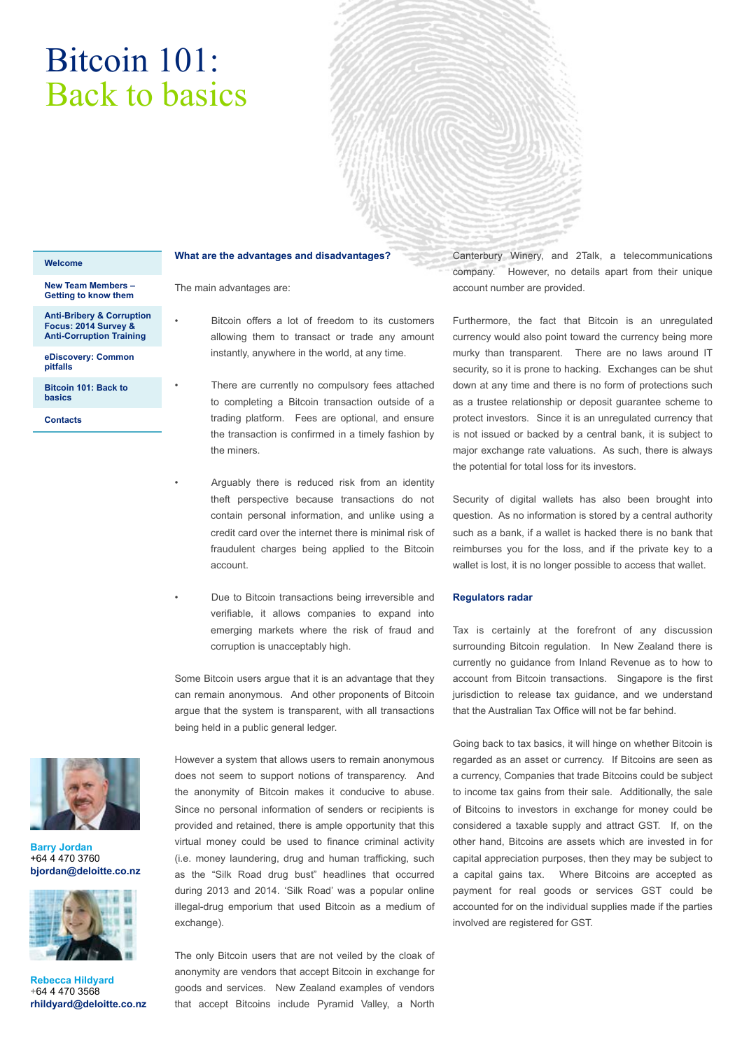# Bitcoin 101:
# Back to basics

- Welcome
- New Team Members – Getting to know them
- Anti-Bribery & Corruption Focus: 2014 Survey & Anti-Corruption Training
- eDiscovery: Common pitfalls
- Bitcoin 101: Back to basics
- Contacts

### What are the advantages and disadvantages?

The main advantages are:

- Bitcoin offers a lot of freedom to its customers allowing them to transact or trade any amount instantly, anywhere in the world, at any time.
- There are currently no compulsory fees attached to completing a Bitcoin transaction outside of a trading platform. Fees are optional, and ensure the transaction is confirmed in a timely fashion by the miners.
- Arguably there is reduced risk from an identity theft perspective because transactions do not contain personal information, and unlike using a credit card over the internet there is minimal risk of fraudulent charges being applied to the Bitcoin account.
- Due to Bitcoin transactions being irreversible and verifiable, it allows companies to expand into emerging markets where the risk of fraud and corruption is unacceptably high.

Some Bitcoin users argue that it is an advantage that they can remain anonymous. And other proponents of Bitcoin argue that the system is transparent, with all transactions being held in a public general ledger.

However a system that allows users to remain anonymous does not seem to support notions of transparency. And the anonymity of Bitcoin makes it conducive to abuse. Since no personal information of senders or recipients is provided and retained, there is ample opportunity that this virtual money could be used to finance criminal activity (i.e. money laundering, drug and human trafficking, such as the "Silk Road drug bust" headlines that occurred during 2013 and 2014. 'Silk Road' was a popular online illegal-drug emporium that used Bitcoin as a medium of exchange).

The only Bitcoin users that are not veiled by the cloak of anonymity are vendors that accept Bitcoin in exchange for goods and services. New Zealand examples of vendors that accept Bitcoins include Pyramid Valley, a North Canterbury Winery, and 2Talk, a telecommunications company. However, no details apart from their unique account number are provided.

Furthermore, the fact that Bitcoin is an unregulated currency would also point toward the currency being more murky than transparent. There are no laws around IT security, so it is prone to hacking. Exchanges can be shut down at any time and there is no form of protections such as a trustee relationship or deposit guarantee scheme to protect investors. Since it is an unregulated currency that is not issued or backed by a central bank, it is subject to major exchange rate valuations. As such, there is always the potential for total loss for its investors.

Security of digital wallets has also been brought into question. As no information is stored by a central authority such as a bank, if a wallet is hacked there is no bank that reimburses you for the loss, and if the private key to a wallet is lost, it is no longer possible to access that wallet.

### Regulators radar

Tax is certainly at the forefront of any discussion surrounding Bitcoin regulation. In New Zealand there is currently no guidance from Inland Revenue as to how to account from Bitcoin transactions. Singapore is the first jurisdiction to release tax guidance, and we understand that the Australian Tax Office will not be far behind.

Going back to tax basics, it will hinge on whether Bitcoin is regarded as an asset or currency. If Bitcoins are seen as a currency, Companies that trade Bitcoins could be subject to income tax gains from their sale. Additionally, the sale of Bitcoins to investors in exchange for money could be considered a taxable supply and attract GST. If, on the other hand, Bitcoins are assets which are invested in for capital appreciation purposes, then they may be subject to a capital gains tax. Where Bitcoins are accepted as payment for real goods or services GST could be accounted for on the individual supplies made if the parties involved are registered for GST.

**Barry Jordan**
+64 4 470 3760
**bjordan@deloitte.co.nz**

**Rebecca Hildyard**
+64 4 470 3568
**rhildyard@deloitte.co.nz**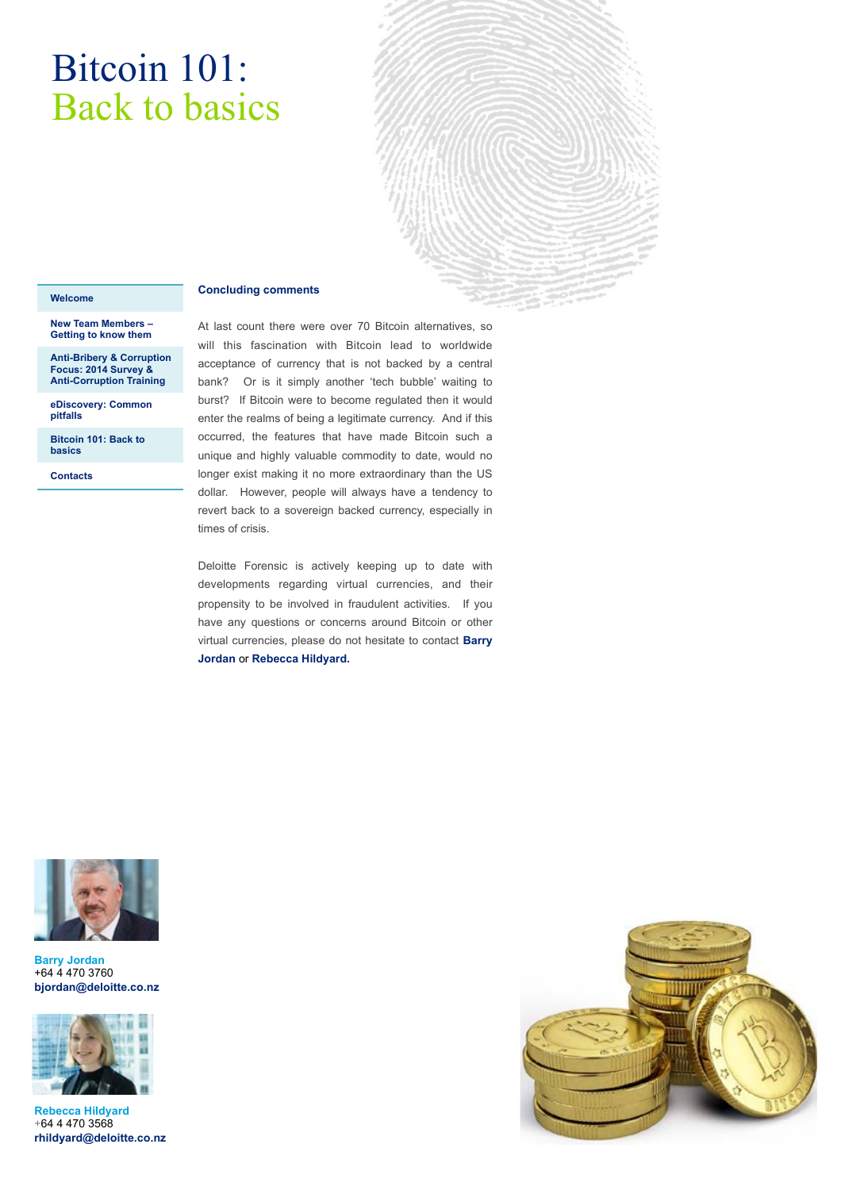# Bitcoin 101: Back to basics

- Welcome
- New Team Members – Getting to know them
- Anti-Bribery & Corruption Focus: 2014 Survey & Anti-Corruption Training
- eDiscovery: Common pitfalls
- Bitcoin 101: Back to basics
- Contacts

**Concluding comments**

At last count there were over 70 Bitcoin alternatives, so will this fascination with Bitcoin lead to worldwide acceptance of currency that is not backed by a central bank? Or is it simply another 'tech bubble' waiting to burst? If Bitcoin were to become regulated then it would enter the realms of being a legitimate currency. And if this occurred, the features that have made Bitcoin such a unique and highly valuable commodity to date, would no longer exist making it no more extraordinary than the US dollar. However, people will always have a tendency to revert back to a sovereign backed currency, especially in times of crisis.

Deloitte Forensic is actively keeping up to date with developments regarding virtual currencies, and their propensity to be involved in fraudulent activities. If you have any questions or concerns around Bitcoin or other virtual currencies, please do not hesitate to contact **Barry Jordan** or **Rebecca Hildyard.**

**Barry Jordan**
+64 4 470 3760
**bjordan@deloitte.co.nz**

**Rebecca Hildyard**
+64 4 470 3568
**rhildyard@deloitte.co.nz**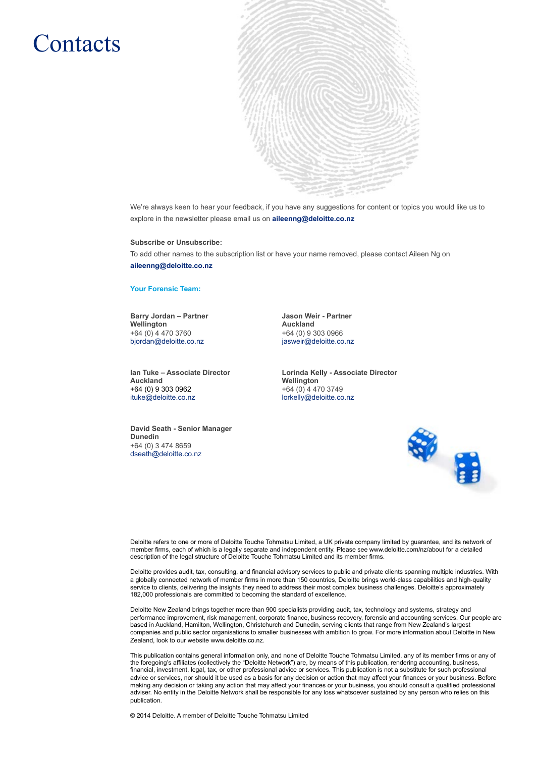# Contacts

We're always keen to hear your feedback, if you have any suggestions for content or topics you would like us to explore in the newsletter please email us on **aileenng@deloitte.co.nz**

**Subscribe or Unsubscribe:**

To add other names to the subscription list or have your name removed, please contact Aileen Ng on **aileenng@deloitte.co.nz**

**Your Forensic Team:**

**Barry Jordan – Partner**
**Wellington**
+64 (0) 4 470 3760
bjordan@deloitte.co.nz

**Jason Weir - Partner**
**Auckland**
+64 (0) 9 303 0966
jasweir@deloitte.co.nz

**Ian Tuke – Associate Director**
**Auckland**
+64 (0) 9 303 0962
ituke@deloitte.co.nz

**Lorinda Kelly - Associate Director**
**Wellington**
+64 (0) 4 470 3749
lorkelly@deloitte.co.nz

**David Seath - Senior Manager**
**Dunedin**
+64 (0) 3 474 8659
dseath@deloitte.co.nz

Deloitte refers to one or more of Deloitte Touche Tohmatsu Limited, a UK private company limited by guarantee, and its network of member firms, each of which is a legally separate and independent entity. Please see www.deloitte.com/nz/about for a detailed description of the legal structure of Deloitte Touche Tohmatsu Limited and its member firms.

Deloitte provides audit, tax, consulting, and financial advisory services to public and private clients spanning multiple industries. With a globally connected network of member firms in more than 150 countries, Deloitte brings world-class capabilities and high-quality service to clients, delivering the insights they need to address their most complex business challenges. Deloitte's approximately 182,000 professionals are committed to becoming the standard of excellence.

Deloitte New Zealand brings together more than 900 specialists providing audit, tax, technology and systems, strategy and performance improvement, risk management, corporate finance, business recovery, forensic and accounting services. Our people are based in Auckland, Hamilton, Wellington, Christchurch and Dunedin, serving clients that range from New Zealand's largest companies and public sector organisations to smaller businesses with ambition to grow. For more information about Deloitte in New Zealand, look to our website www.deloitte.co.nz.

This publication contains general information only, and none of Deloitte Touche Tohmatsu Limited, any of its member firms or any of the foregoing's affiliates (collectively the "Deloitte Network") are, by means of this publication, rendering accounting, business, financial, investment, legal, tax, or other professional advice or services. This publication is not a substitute for such professional advice or services, nor should it be used as a basis for any decision or action that may affect your finances or your business. Before making any decision or taking any action that may affect your finances or your business, you should consult a qualified professional adviser. No entity in the Deloitte Network shall be responsible for any loss whatsoever sustained by any person who relies on this publication.

© 2014 Deloitte. A member of Deloitte Touche Tohmatsu Limited